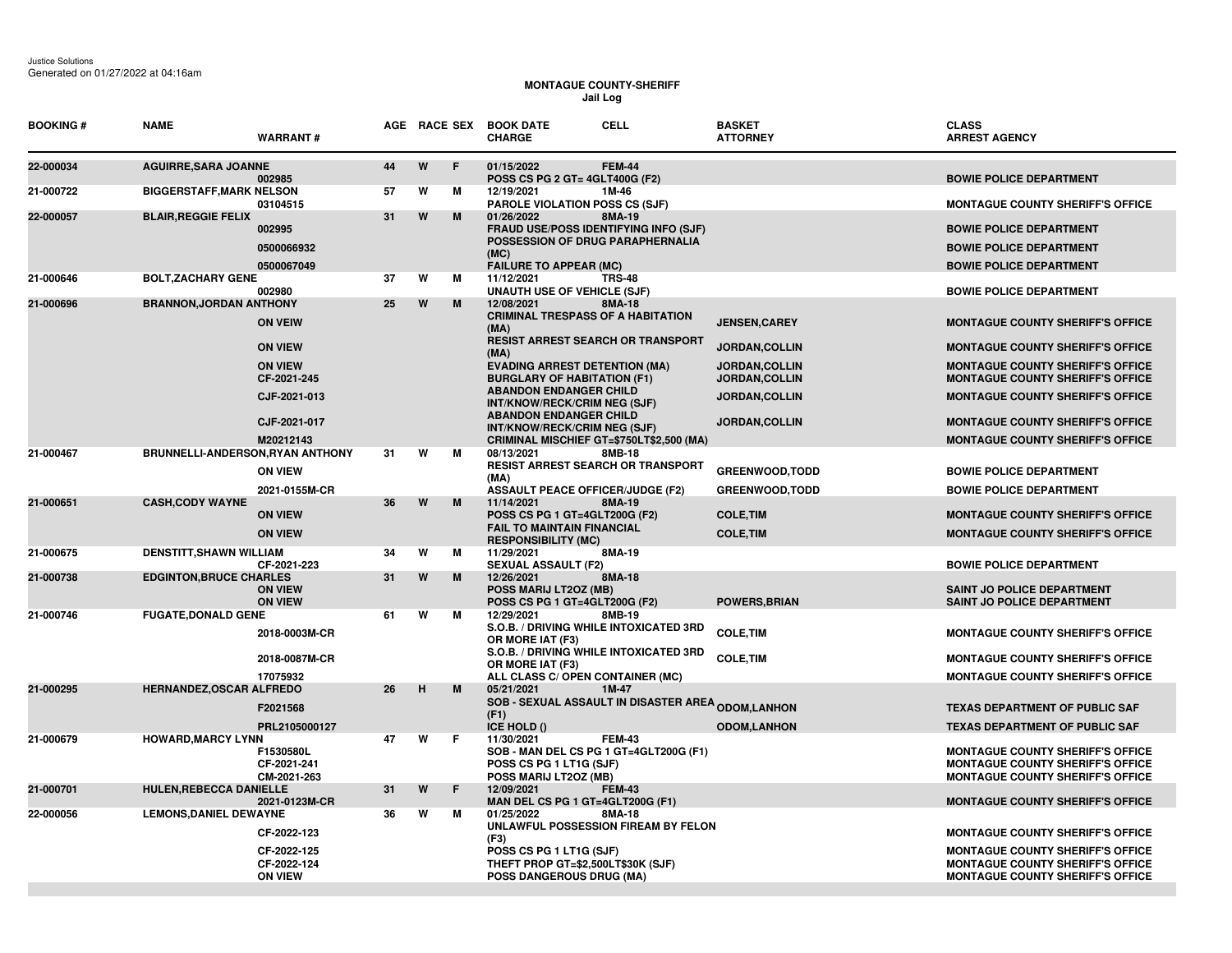Justice Solutions
Generated on 01/27/2022 at 04:16am

**MONTAGUE COUNTY-SHERIFF**
**Jail Log**

| BOOKING # | NAME | WARRANT # | AGE | RACE | SEX | BOOK DATE / CHARGE | CELL | BASKET / ATTORNEY | CLASS / ARREST AGENCY |
|---|---|---|---|---|---|---|---|---|---|
| 22-000034 | AGUIRRE,SARA JOANNE | | 44 | W | F | 01/15/2022 | FEM-44 | | |
| | | 002985 | | | | POSS CS PG 2 GT= 4GLT400G (F2) | | | BOWIE POLICE DEPARTMENT |
| 21-000722 | BIGGERSTAFF,MARK NELSON | | 57 | W | M | 12/19/2021 | 1M-46 | | |
| | | 03104515 | | | | PAROLE VIOLATION POSS CS (SJF) | | | MONTAGUE COUNTY SHERIFF'S OFFICE |
| 22-000057 | BLAIR,REGGIE FELIX | | 31 | W | M | 01/26/2022 | 8MA-19 | | |
| | | 002995 | | | | FRAUD USE/POSS IDENTIFYING INFO (SJF) | | | BOWIE POLICE DEPARTMENT |
| | | 0500066932 | | | | POSSESSION OF DRUG PARAPHERNALIA (MC) | | | BOWIE POLICE DEPARTMENT |
| | | 0500067049 | | | | FAILURE TO APPEAR (MC) | | | BOWIE POLICE DEPARTMENT |
| 21-000646 | BOLT,ZACHARY GENE | | 37 | W | M | 11/12/2021 | TRS-48 | | |
| | | 002980 | | | | UNAUTH USE OF VEHICLE (SJF) | | | BOWIE POLICE DEPARTMENT |
| 21-000696 | BRANNON,JORDAN ANTHONY | | 25 | W | M | 12/08/2021 | 8MA-18 | | |
| | | ON VEIW | | | | CRIMINAL TRESPASS OF A HABITATION (MA) | | JENSEN,CAREY | MONTAGUE COUNTY SHERIFF'S OFFICE |
| | | ON VIEW | | | | RESIST ARREST SEARCH OR TRANSPORT (MA) | | JORDAN,COLLIN | MONTAGUE COUNTY SHERIFF'S OFFICE |
| | | ON VIEW | | | | EVADING ARREST DETENTION (MA) | | JORDAN,COLLIN | MONTAGUE COUNTY SHERIFF'S OFFICE |
| | | CF-2021-245 | | | | BURGLARY OF HABITATION (F1) | | JORDAN,COLLIN | MONTAGUE COUNTY SHERIFF'S OFFICE |
| | | CJF-2021-013 | | | | ABANDON ENDANGER CHILD INT/KNOW/RECK/CRIM NEG (SJF) | | JORDAN,COLLIN | MONTAGUE COUNTY SHERIFF'S OFFICE |
| | | CJF-2021-017 | | | | ABANDON ENDANGER CHILD INT/KNOW/RECK/CRIM NEG (SJF) | | JORDAN,COLLIN | MONTAGUE COUNTY SHERIFF'S OFFICE |
| | | M20212143 | | | | CRIMINAL MISCHIEF GT=$750LT$2,500 (MA) | | | MONTAGUE COUNTY SHERIFF'S OFFICE |
| 21-000467 | BRUNNELLI-ANDERSON,RYAN ANTHONY | | 31 | W | M | 08/13/2021 | 8MB-18 | | |
| | | ON VIEW | | | | RESIST ARREST SEARCH OR TRANSPORT (MA) | | GREENWOOD,TODD | BOWIE POLICE DEPARTMENT |
| | | 2021-0155M-CR | | | | ASSAULT PEACE OFFICER/JUDGE (F2) | | GREENWOOD,TODD | BOWIE POLICE DEPARTMENT |
| 21-000651 | CASH,CODY WAYNE | | 36 | W | M | 11/14/2021 | 8MA-19 | | |
| | | ON VIEW | | | | POSS CS PG 1 GT=4GLT200G (F2) | | COLE,TIM | MONTAGUE COUNTY SHERIFF'S OFFICE |
| | | ON VIEW | | | | FAIL TO MAINTAIN FINANCIAL RESPONSIBILITY (MC) | | COLE,TIM | MONTAGUE COUNTY SHERIFF'S OFFICE |
| 21-000675 | DENSTITT,SHAWN WILLIAM | | 34 | W | M | 11/29/2021 | 8MA-19 | | |
| | | CF-2021-223 | | | | SEXUAL ASSAULT (F2) | | | BOWIE POLICE DEPARTMENT |
| 21-000738 | EDGINTON,BRUCE CHARLES | | 31 | W | M | 12/26/2021 | 8MA-18 | | |
| | | ON VIEW | | | | POSS MARIJ LT2OZ (MB) | | | SAINT JO POLICE DEPARTMENT |
| | | ON VIEW | | | | POSS CS PG 1 GT=4GLT200G (F2) | | POWERS,BRIAN | SAINT JO POLICE DEPARTMENT |
| 21-000746 | FUGATE,DONALD GENE | | 61 | W | M | 12/29/2021 | 8MB-19 | | |
| | | 2018-0003M-CR | | | | S.O.B. / DRIVING WHILE INTOXICATED 3RD OR MORE IAT (F3) | | COLE,TIM | MONTAGUE COUNTY SHERIFF'S OFFICE |
| | | 2018-0087M-CR | | | | S.O.B. / DRIVING WHILE INTOXICATED 3RD OR MORE IAT (F3) | | COLE,TIM | MONTAGUE COUNTY SHERIFF'S OFFICE |
| | | 17075932 | | | | ALL CLASS C/ OPEN CONTAINER (MC) | | | MONTAGUE COUNTY SHERIFF'S OFFICE |
| 21-000295 | HERNANDEZ,OSCAR ALFREDO | | 26 | H | M | 05/21/2021 | 1M-47 | | |
| | | F2021568 | | | | SOB - SEXUAL ASSAULT IN DISASTER AREA (F1) | | ODOM,LANHON | TEXAS DEPARTMENT OF PUBLIC SAF |
| | | PRL2105000127 | | | | ICE HOLD () | | ODOM,LANHON | TEXAS DEPARTMENT OF PUBLIC SAF |
| 21-000679 | HOWARD,MARCY LYNN | | 47 | W | F | 11/30/2021 | FEM-43 | | |
| | | F1530580L | | | | SOB - MAN DEL CS PG 1 GT=4GLT200G (F1) | | | MONTAGUE COUNTY SHERIFF'S OFFICE |
| | | CF-2021-241 | | | | POSS CS PG 1 LT1G (SJF) | | | MONTAGUE COUNTY SHERIFF'S OFFICE |
| | | CM-2021-263 | | | | POSS MARIJ LT2OZ (MB) | | | MONTAGUE COUNTY SHERIFF'S OFFICE |
| 21-000701 | HULEN,REBECCA DANIELLE | | 31 | W | F | 12/09/2021 | FEM-43 | | |
| | | 2021-0123M-CR | | | | MAN DEL CS PG 1 GT=4GLT200G (F1) | | | MONTAGUE COUNTY SHERIFF'S OFFICE |
| 22-000056 | LEMONS,DANIEL DEWAYNE | | 36 | W | M | 01/25/2022 | 8MA-18 | | |
| | | CF-2022-123 | | | | UNLAWFUL POSSESSION FIREAM BY FELON (F3) | | | MONTAGUE COUNTY SHERIFF'S OFFICE |
| | | CF-2022-125 | | | | POSS CS PG 1 LT1G (SJF) | | | MONTAGUE COUNTY SHERIFF'S OFFICE |
| | | CF-2022-124 | | | | THEFT PROP GT=$2,500LT$30K (SJF) | | | MONTAGUE COUNTY SHERIFF'S OFFICE |
| | | ON VIEW | | | | POSS DANGEROUS DRUG (MA) | | | MONTAGUE COUNTY SHERIFF'S OFFICE |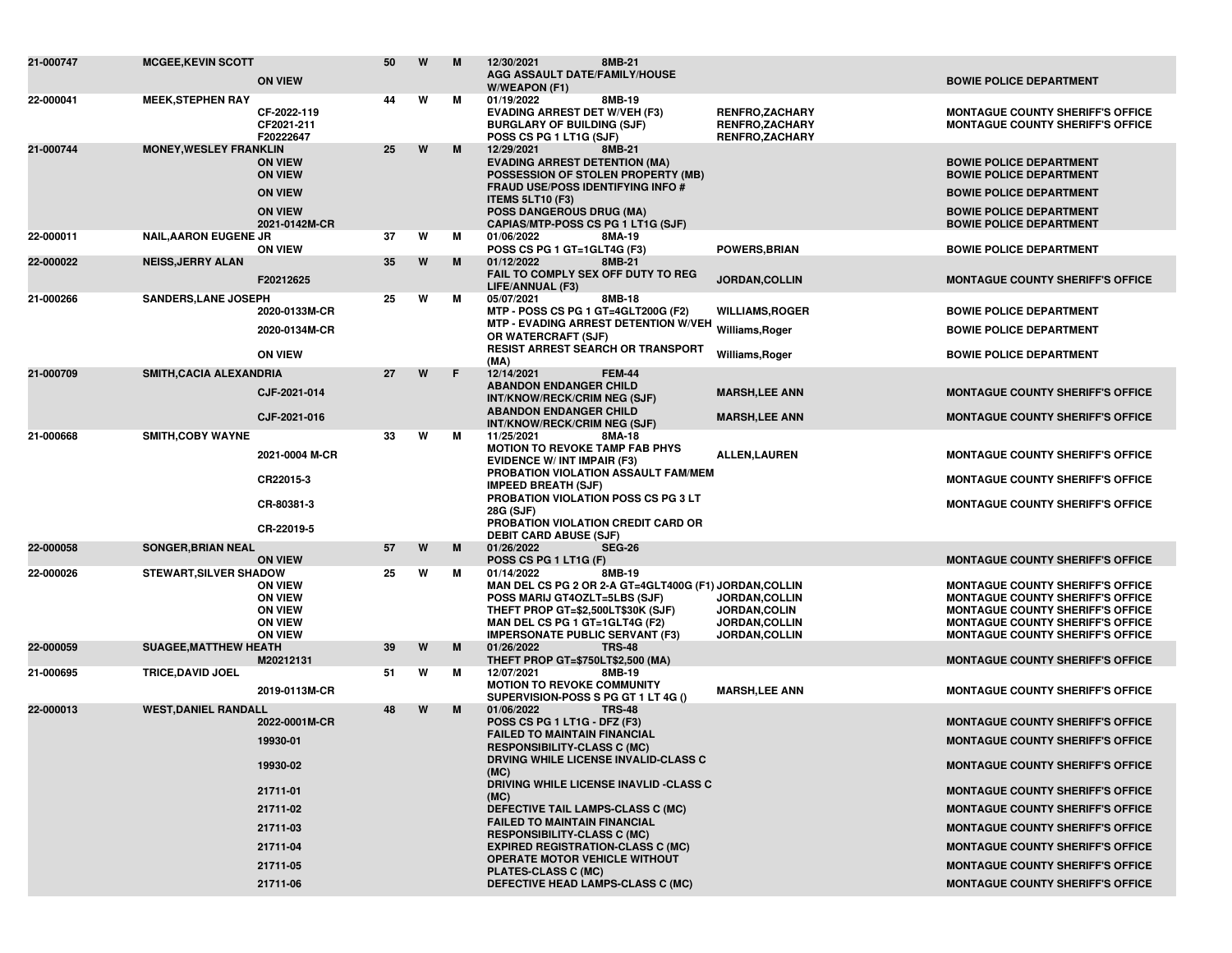| Booking # | Name / Case # | Age | Race | Sex | Booking Date / Charge | Officer | Agency |
|---|---|---|---|---|---|---|---|
| 21-000747 | MCGEE,KEVIN SCOTT | 50 | W | M | 12/30/2021 8MB-21 | | |
| | ON VIEW | | | | AGG ASSAULT DATE/FAMILY/HOUSE W/WEAPON (F1) | | BOWIE POLICE DEPARTMENT |
| 22-000041 | MEEK,STEPHEN RAY | 44 | W | M | 01/19/2022 8MB-19 | | |
| | CF-2022-119 | | | | EVADING ARREST DET W/VEH (F3) | RENFRO,ZACHARY | MONTAGUE COUNTY SHERIFF'S OFFICE |
| | CF2021-211 | | | | BURGLARY OF BUILDING (SJF) | RENFRO,ZACHARY | MONTAGUE COUNTY SHERIFF'S OFFICE |
| | F20222647 | | | | POSS CS PG 1 LT1G (SJF) | RENFRO,ZACHARY | |
| 21-000744 | MONEY,WESLEY FRANKLIN | 25 | W | M | 12/29/2021 8MB-21 | | |
| | ON VIEW | | | | EVADING ARREST DETENTION (MA) | | BOWIE POLICE DEPARTMENT |
| | ON VIEW | | | | POSSESSION OF STOLEN PROPERTY (MB) | | BOWIE POLICE DEPARTMENT |
| | ON VIEW | | | | FRAUD USE/POSS IDENTIFYING INFO # ITEMS 5LT10 (F3) | | BOWIE POLICE DEPARTMENT |
| | ON VIEW | | | | POSS DANGEROUS DRUG (MA) | | BOWIE POLICE DEPARTMENT |
| | 2021-0142M-CR | | | | CAPIAS/MTP-POSS CS PG 1 LT1G (SJF) | | BOWIE POLICE DEPARTMENT |
| 22-000011 | NAIL,AARON EUGENE JR | 37 | W | M | 01/06/2022 8MA-19 | | |
| | ON VIEW | | | | POSS CS PG 1 GT=1GLT4G (F3) | POWERS,BRIAN | BOWIE POLICE DEPARTMENT |
| 22-000022 | NEISS,JERRY ALAN | 35 | W | M | 01/12/2022 8MB-21 | | |
| | F20212625 | | | | FAIL TO COMPLY SEX OFF DUTY TO REG LIFE/ANNUAL (F3) | JORDAN,COLLIN | MONTAGUE COUNTY SHERIFF'S OFFICE |
| 21-000266 | SANDERS,LANE JOSEPH | 25 | W | M | 05/07/2021 8MB-18 | | |
| | 2020-0133M-CR | | | | MTP - POSS CS PG 1 GT=4GLT200G (F2) | WILLIAMS,ROGER | BOWIE POLICE DEPARTMENT |
| | 2020-0134M-CR | | | | MTP - EVADING ARREST DETENTION W/VEH OR WATERCRAFT (SJF) | Williams,Roger | BOWIE POLICE DEPARTMENT |
| | ON VIEW | | | | RESIST ARREST SEARCH OR TRANSPORT (MA) | Williams,Roger | BOWIE POLICE DEPARTMENT |
| 21-000709 | SMITH,CACIA ALEXANDRIA | 27 | W | F | 12/14/2021 FEM-44 | | |
| | CJF-2021-014 | | | | ABANDON ENDANGER CHILD INT/KNOW/RECK/CRIM NEG (SJF) | MARSH,LEE ANN | MONTAGUE COUNTY SHERIFF'S OFFICE |
| | CJF-2021-016 | | | | ABANDON ENDANGER CHILD INT/KNOW/RECK/CRIM NEG (SJF) | MARSH,LEE ANN | MONTAGUE COUNTY SHERIFF'S OFFICE |
| 21-000668 | SMITH,COBY WAYNE | 33 | W | M | 11/25/2021 8MA-18 | | |
| | 2021-0004 M-CR | | | | MOTION TO REVOKE TAMP FAB PHYS EVIDENCE W/ INT IMPAIR (F3) | ALLEN,LAUREN | MONTAGUE COUNTY SHERIFF'S OFFICE |
| | CR22015-3 | | | | PROBATION VIOLATION ASSAULT FAM/MEM IMPEED BREATH (SJF) | | MONTAGUE COUNTY SHERIFF'S OFFICE |
| | CR-80381-3 | | | | PROBATION VIOLATION POSS CS PG 3 LT 28G (SJF) | | MONTAGUE COUNTY SHERIFF'S OFFICE |
| | CR-22019-5 | | | | PROBATION VIOLATION CREDIT CARD OR DEBIT CARD ABUSE (SJF) | | |
| 22-000058 | SONGER,BRIAN NEAL | 57 | W | M | 01/26/2022 SEG-26 | | |
| | ON VIEW | | | | POSS CS PG 1 LT1G (F) | | MONTAGUE COUNTY SHERIFF'S OFFICE |
| 22-000026 | STEWART,SILVER SHADOW | 25 | W | M | 01/14/2022 8MB-19 | | |
| | ON VIEW | | | | MAN DEL CS PG 2 OR 2-A GT=4GLT400G (F1) | JORDAN,COLLIN | MONTAGUE COUNTY SHERIFF'S OFFICE |
| | ON VIEW | | | | POSS MARIJ GT4OZLT=5LBS (SJF) | JORDAN,COLLIN | MONTAGUE COUNTY SHERIFF'S OFFICE |
| | ON VIEW | | | | THEFT PROP GT=$2,500LT$30K (SJF) | JORDAN,COLIN | MONTAGUE COUNTY SHERIFF'S OFFICE |
| | ON VIEW | | | | MAN DEL CS PG 1 GT=1GLT4G (F2) | JORDAN,COLLIN | MONTAGUE COUNTY SHERIFF'S OFFICE |
| | ON VIEW | | | | IMPERSONATE PUBLIC SERVANT (F3) | JORDAN,COLLIN | MONTAGUE COUNTY SHERIFF'S OFFICE |
| 22-000059 | SUAGEE,MATTHEW HEATH | 39 | W | M | 01/26/2022 TRS-48 | | |
| | M20212131 | | | | THEFT PROP GT=$750LT$2,500 (MA) | | MONTAGUE COUNTY SHERIFF'S OFFICE |
| 21-000695 | TRICE,DAVID JOEL | 51 | W | M | 12/07/2021 8MB-19 | | |
| | 2019-0113M-CR | | | | MOTION TO REVOKE COMMUNITY SUPERVISION-POSS S PG GT 1 LT 4G () | MARSH,LEE ANN | MONTAGUE COUNTY SHERIFF'S OFFICE |
| 22-000013 | WEST,DANIEL RANDALL | 48 | W | M | 01/06/2022 TRS-48 | | |
| | 2022-0001M-CR | | | | POSS CS PG 1 LT1G - DFZ (F3) | | MONTAGUE COUNTY SHERIFF'S OFFICE |
| | 19930-01 | | | | FAILED TO MAINTAIN FINANCIAL RESPONSIBILITY-CLASS C (MC) | | MONTAGUE COUNTY SHERIFF'S OFFICE |
| | 19930-02 | | | | DRVING WHILE LICENSE INVALID-CLASS C (MC) | | MONTAGUE COUNTY SHERIFF'S OFFICE |
| | 21711-01 | | | | DRIVING WHILE LICENSE INAVLID -CLASS C (MC) | | MONTAGUE COUNTY SHERIFF'S OFFICE |
| | 21711-02 | | | | DEFECTIVE TAIL LAMPS-CLASS C (MC) | | MONTAGUE COUNTY SHERIFF'S OFFICE |
| | 21711-03 | | | | FAILED TO MAINTAIN FINANCIAL RESPONSIBILITY-CLASS C (MC) | | MONTAGUE COUNTY SHERIFF'S OFFICE |
| | 21711-04 | | | | EXPIRED REGISTRATION-CLASS C (MC) | | MONTAGUE COUNTY SHERIFF'S OFFICE |
| | 21711-05 | | | | OPERATE MOTOR VEHICLE WITHOUT PLATES-CLASS C (MC) | | MONTAGUE COUNTY SHERIFF'S OFFICE |
| | 21711-06 | | | | DEFECTIVE HEAD LAMPS-CLASS C (MC) | | MONTAGUE COUNTY SHERIFF'S OFFICE |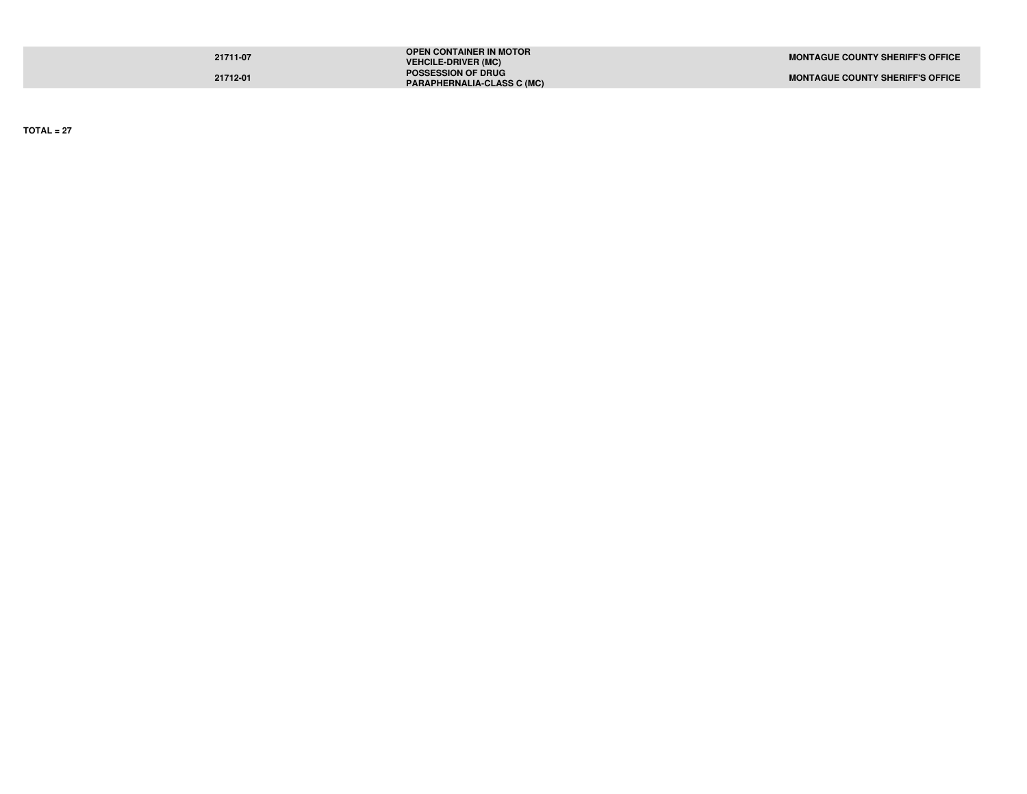| | | | |
|---|---|---|---|
| | 21711-07 | OPEN CONTAINER IN MOTOR VEHCILE-DRIVER (MC) | MONTAGUE COUNTY SHERIFF'S OFFICE |
| | 21712-01 | POSSESSION OF DRUG PARAPHERNALIA-CLASS C (MC) | MONTAGUE COUNTY SHERIFF'S OFFICE |

**TOTAL = 27**